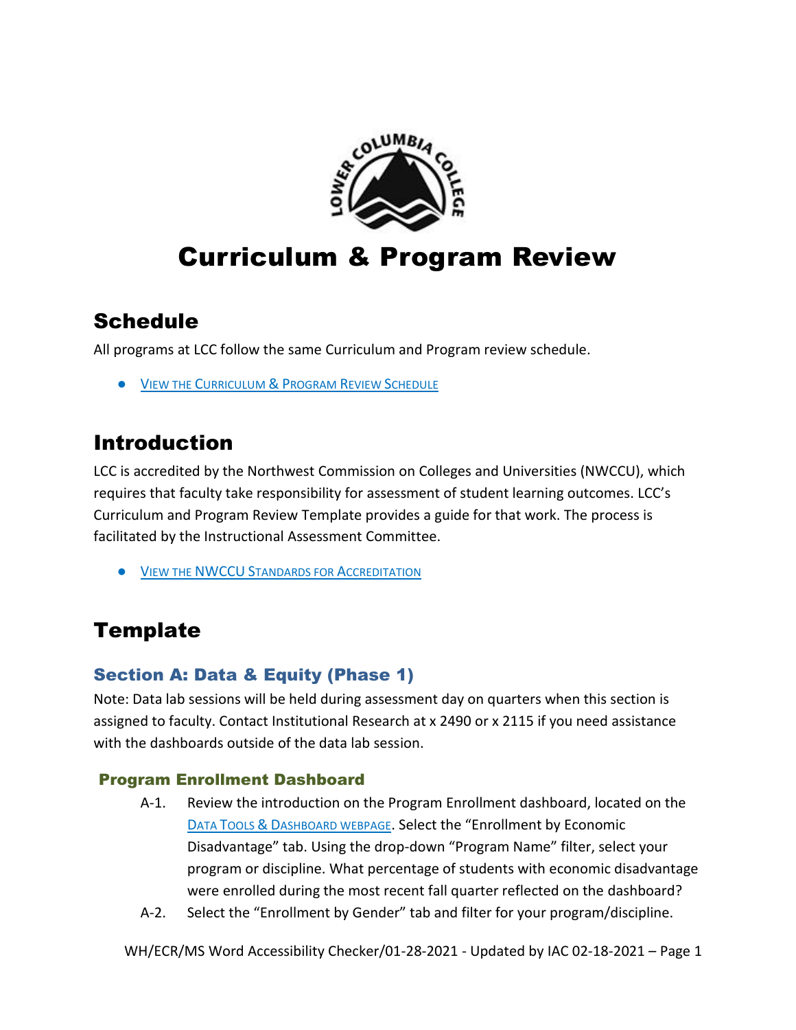# Curriculum & Program Review

## Schedule

All programs at LCC follow the same Curriculum and Program review schedule.

- View the Curriculum & Program Review Schedule

## Introduction

LCC is accredited by the Northwest Commission on Colleges and Universities (NWCCU), which requires that faculty take responsibility for assessment of student learning outcomes. LCC's Curriculum and Program Review Template provides a guide for that work. The process is facilitated by the Instructional Assessment Committee.

- View the NWCCU Standards for Accreditation

## Template

### Section A: Data & Equity (Phase 1)

Note: Data lab sessions will be held during assessment day on quarters when this section is assigned to faculty. Contact Institutional Research at x 2490 or x 2115 if you need assistance with the dashboards outside of the data lab session.

#### Program Enrollment Dashboard

A-1. Review the introduction on the Program Enrollment dashboard, located on the Data Tools & Dashboard webpage. Select the "Enrollment by Economic Disadvantage" tab. Using the drop-down "Program Name" filter, select your program or discipline. What percentage of students with economic disadvantage were enrolled during the most recent fall quarter reflected on the dashboard?

A-2. Select the "Enrollment by Gender" tab and filter for your program/discipline.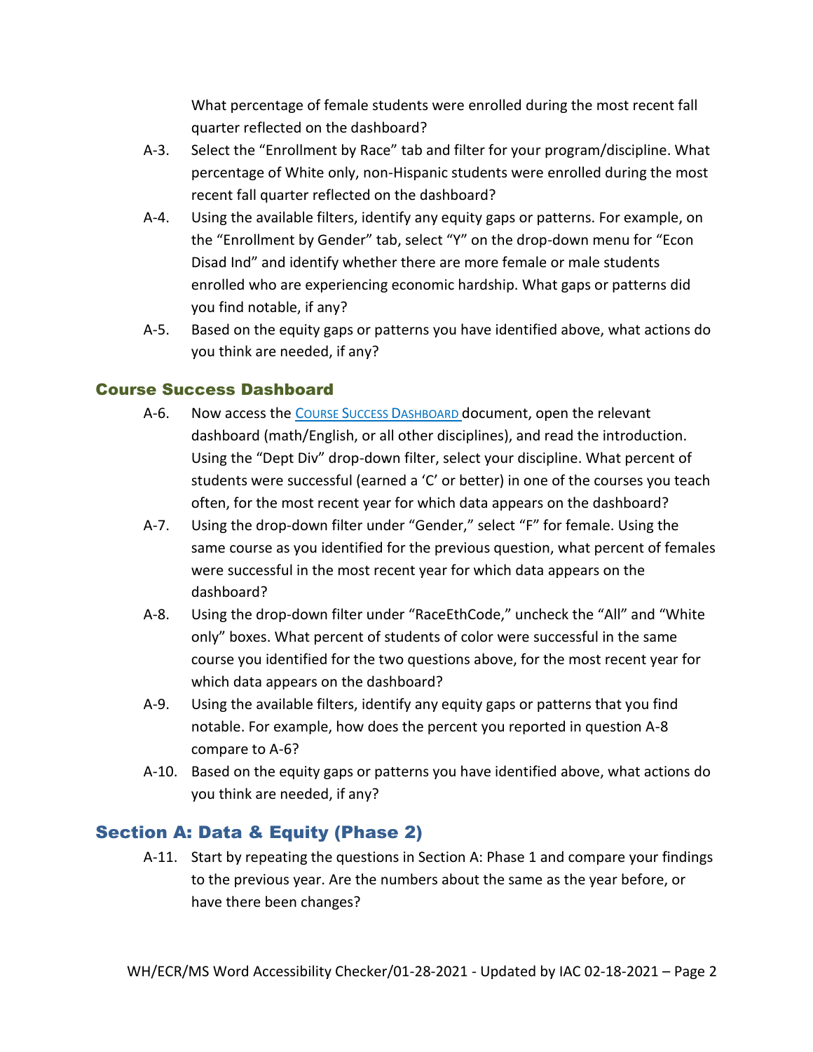What percentage of female students were enrolled during the most recent fall quarter reflected on the dashboard?

A-3. Select the “Enrollment by Race” tab and filter for your program/discipline. What percentage of White only, non-Hispanic students were enrolled during the most recent fall quarter reflected on the dashboard?

A-4. Using the available filters, identify any equity gaps or patterns. For example, on the “Enrollment by Gender” tab, select “Y” on the drop-down menu for “Econ Disad Ind” and identify whether there are more female or male students enrolled who are experiencing economic hardship. What gaps or patterns did you find notable, if any?

A-5. Based on the equity gaps or patterns you have identified above, what actions do you think are needed, if any?

### Course Success Dashboard

A-6. Now access the COURSE SUCCESS DASHBOARD document, open the relevant dashboard (math/English, or all other disciplines), and read the introduction. Using the “Dept Div” drop-down filter, select your discipline. What percent of students were successful (earned a ‘C’ or better) in one of the courses you teach often, for the most recent year for which data appears on the dashboard?

A-7. Using the drop-down filter under “Gender,” select “F” for female. Using the same course as you identified for the previous question, what percent of females were successful in the most recent year for which data appears on the dashboard?

A-8. Using the drop-down filter under “RaceEthCode,” uncheck the “All” and “White only” boxes. What percent of students of color were successful in the same course you identified for the two questions above, for the most recent year for which data appears on the dashboard?

A-9. Using the available filters, identify any equity gaps or patterns that you find notable. For example, how does the percent you reported in question A-8 compare to A-6?

A-10. Based on the equity gaps or patterns you have identified above, what actions do you think are needed, if any?

## Section A: Data & Equity (Phase 2)

A-11. Start by repeating the questions in Section A: Phase 1 and compare your findings to the previous year. Are the numbers about the same as the year before, or have there been changes?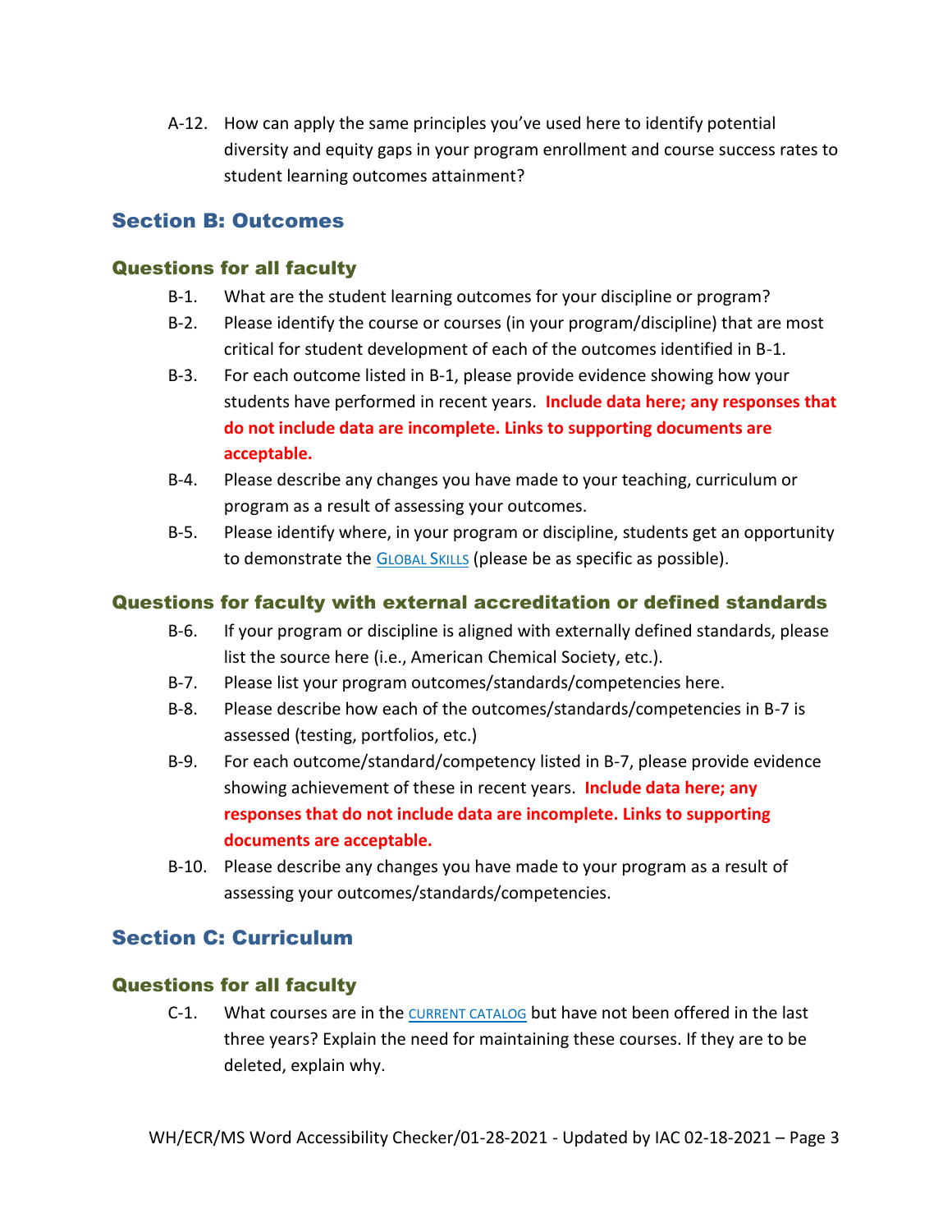A-12. How can apply the same principles you've used here to identify potential diversity and equity gaps in your program enrollment and course success rates to student learning outcomes attainment?

## Section B: Outcomes

### Questions for all faculty

B-1. What are the student learning outcomes for your discipline or program?

B-2. Please identify the course or courses (in your program/discipline) that are most critical for student development of each of the outcomes identified in B-1.

B-3. For each outcome listed in B-1, please provide evidence showing how your students have performed in recent years. **Include data here; any responses that do not include data are incomplete. Links to supporting documents are acceptable.**

B-4. Please describe any changes you have made to your teaching, curriculum or program as a result of assessing your outcomes.

B-5. Please identify where, in your program or discipline, students get an opportunity to demonstrate the GLOBAL SKILLS (please be as specific as possible).

### Questions for faculty with external accreditation or defined standards

B-6. If your program or discipline is aligned with externally defined standards, please list the source here (i.e., American Chemical Society, etc.).

B-7. Please list your program outcomes/standards/competencies here.

B-8. Please describe how each of the outcomes/standards/competencies in B-7 is assessed (testing, portfolios, etc.)

B-9. For each outcome/standard/competency listed in B-7, please provide evidence showing achievement of these in recent years. **Include data here; any responses that do not include data are incomplete. Links to supporting documents are acceptable.**

B-10. Please describe any changes you have made to your program as a result of assessing your outcomes/standards/competencies.

## Section C: Curriculum

### Questions for all faculty

C-1. What courses are in the CURRENT CATALOG but have not been offered in the last three years? Explain the need for maintaining these courses. If they are to be deleted, explain why.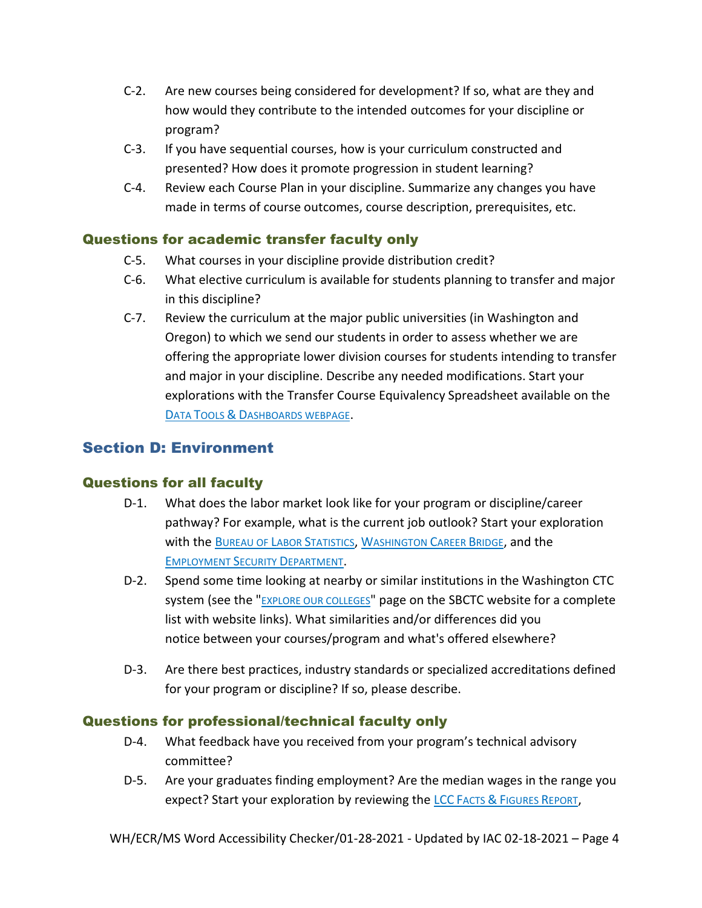C-2. Are new courses being considered for development? If so, what are they and how would they contribute to the intended outcomes for your discipline or program?

C-3. If you have sequential courses, how is your curriculum constructed and presented? How does it promote progression in student learning?

C-4. Review each Course Plan in your discipline. Summarize any changes you have made in terms of course outcomes, course description, prerequisites, etc.

### Questions for academic transfer faculty only

C-5. What courses in your discipline provide distribution credit?

C-6. What elective curriculum is available for students planning to transfer and major in this discipline?

C-7. Review the curriculum at the major public universities (in Washington and Oregon) to which we send our students in order to assess whether we are offering the appropriate lower division courses for students intending to transfer and major in your discipline. Describe any needed modifications. Start your explorations with the Transfer Course Equivalency Spreadsheet available on the DATA TOOLS & DASHBOARDS WEBPAGE.

## Section D: Environment

### Questions for all faculty

D-1. What does the labor market look like for your program or discipline/career pathway? For example, what is the current job outlook? Start your exploration with the BUREAU OF LABOR STATISTICS, WASHINGTON CAREER BRIDGE, and the EMPLOYMENT SECURITY DEPARTMENT.

D-2. Spend some time looking at nearby or similar institutions in the Washington CTC system (see the "EXPLORE OUR COLLEGES" page on the SBCTC website for a complete list with website links). What similarities and/or differences did you notice between your courses/program and what's offered elsewhere?

D-3. Are there best practices, industry standards or specialized accreditations defined for your program or discipline? If so, please describe.

### Questions for professional/technical faculty only

D-4. What feedback have you received from your program's technical advisory committee?

D-5. Are your graduates finding employment? Are the median wages in the range you expect? Start your exploration by reviewing the LCC FACTS & FIGURES REPORT,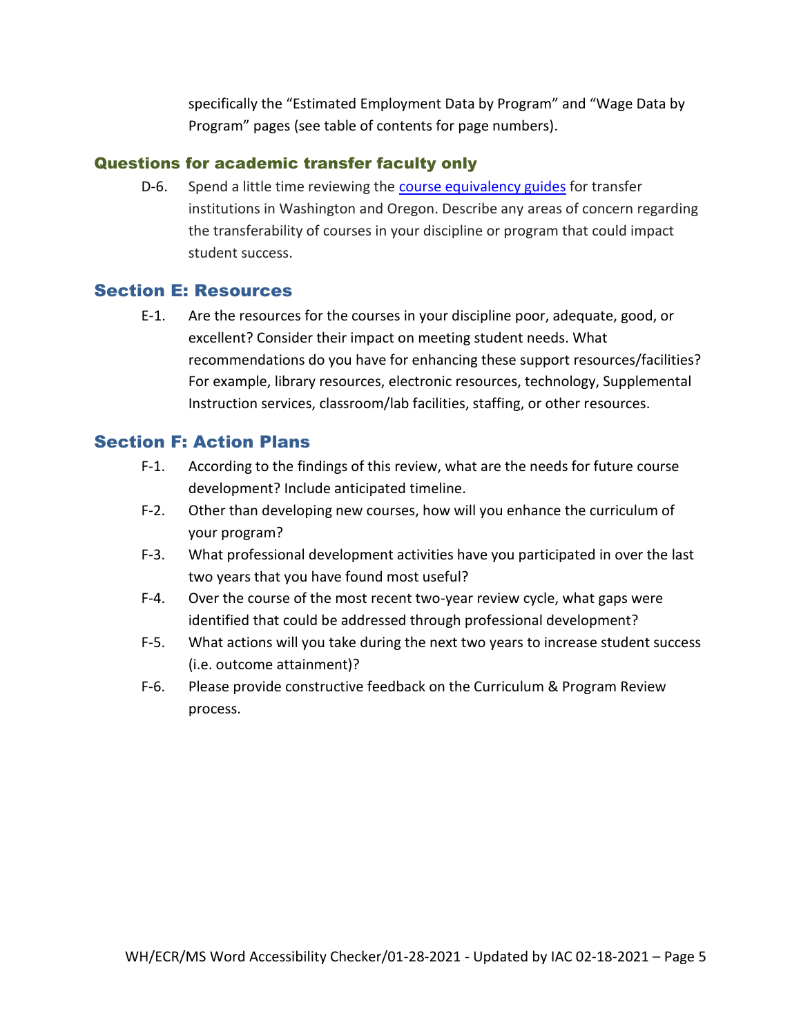specifically the "Estimated Employment Data by Program" and "Wage Data by Program" pages (see table of contents for page numbers).

### Questions for academic transfer faculty only

D-6. Spend a little time reviewing the [course equivalency guides]() for transfer institutions in Washington and Oregon. Describe any areas of concern regarding the transferability of courses in your discipline or program that could impact student success.

## Section E: Resources

E-1. Are the resources for the courses in your discipline poor, adequate, good, or excellent? Consider their impact on meeting student needs. What recommendations do you have for enhancing these support resources/facilities? For example, library resources, electronic resources, technology, Supplemental Instruction services, classroom/lab facilities, staffing, or other resources.

## Section F: Action Plans

F-1. According to the findings of this review, what are the needs for future course development? Include anticipated timeline.

F-2. Other than developing new courses, how will you enhance the curriculum of your program?

F-3. What professional development activities have you participated in over the last two years that you have found most useful?

F-4. Over the course of the most recent two-year review cycle, what gaps were identified that could be addressed through professional development?

F-5. What actions will you take during the next two years to increase student success (i.e. outcome attainment)?

F-6. Please provide constructive feedback on the Curriculum & Program Review process.